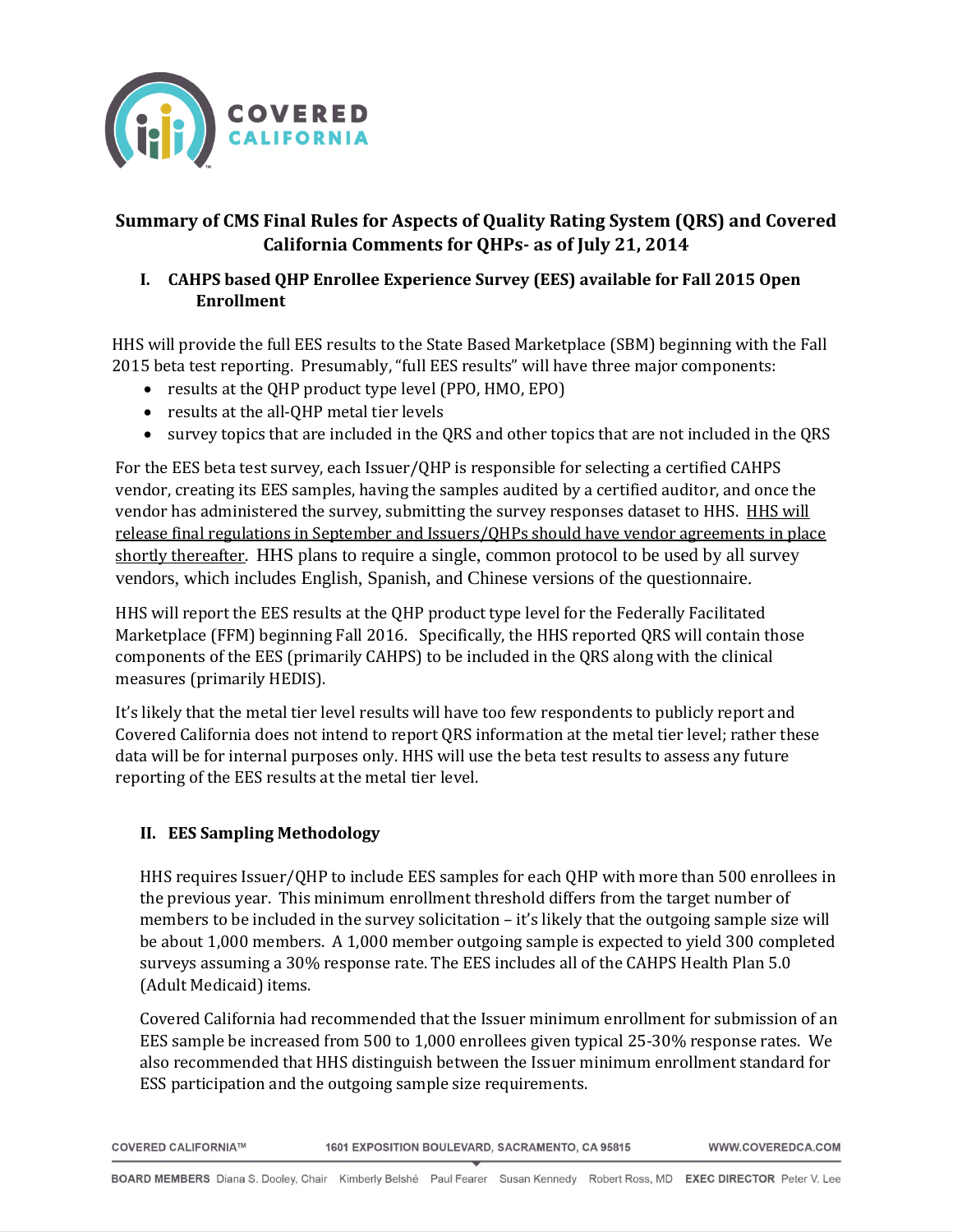# Summary of CMS Final Rules for Aspects of Quality Rating System (QRS) and Covered California Comments for QHPs- as of July 21, 2014

## I. CAHPS based QHP Enrollee Experience Survey (EES) available for Fall 2015 Open Enrollment

HHS will provide the full EES results to the State Based Marketplace (SBM) beginning with the Fall 2015 beta test reporting. Presumably, "full EES results" will have three major components:

- results at the QHP product type level (PPO, HMO, EPO)
- results at the all-QHP metal tier levels
- survey topics that are included in the QRS and other topics that are not included in the QRS

For the EES beta test survey, each Issuer/QHP is responsible for selecting a certified CAHPS vendor, creating its EES samples, having the samples audited by a certified auditor, and once the vendor has administered the survey, submitting the survey responses dataset to HHS. <u>HHS will release final regulations in September and Issuers/QHPs should have vendor agreements in place shortly thereafter</u>. HHS plans to require a single, common protocol to be used by all survey vendors, which includes English, Spanish, and Chinese versions of the questionnaire.

HHS will report the EES results at the QHP product type level for the Federally Facilitated Marketplace (FFM) beginning Fall 2016. Specifically, the HHS reported QRS will contain those components of the EES (primarily CAHPS) to be included in the QRS along with the clinical measures (primarily HEDIS).

It's likely that the metal tier level results will have too few respondents to publicly report and Covered California does not intend to report QRS information at the metal tier level; rather these data will be for internal purposes only. HHS will use the beta test results to assess any future reporting of the EES results at the metal tier level.

## II. EES Sampling Methodology

HHS requires Issuer/QHP to include EES samples for each QHP with more than 500 enrollees in the previous year. This minimum enrollment threshold differs from the target number of members to be included in the survey solicitation – it's likely that the outgoing sample size will be about 1,000 members. A 1,000 member outgoing sample is expected to yield 300 completed surveys assuming a 30% response rate. The EES includes all of the CAHPS Health Plan 5.0 (Adult Medicaid) items.

Covered California had recommended that the Issuer minimum enrollment for submission of an EES sample be increased from 500 to 1,000 enrollees given typical 25-30% response rates. We also recommended that HHS distinguish between the Issuer minimum enrollment standard for ESS participation and the outgoing sample size requirements.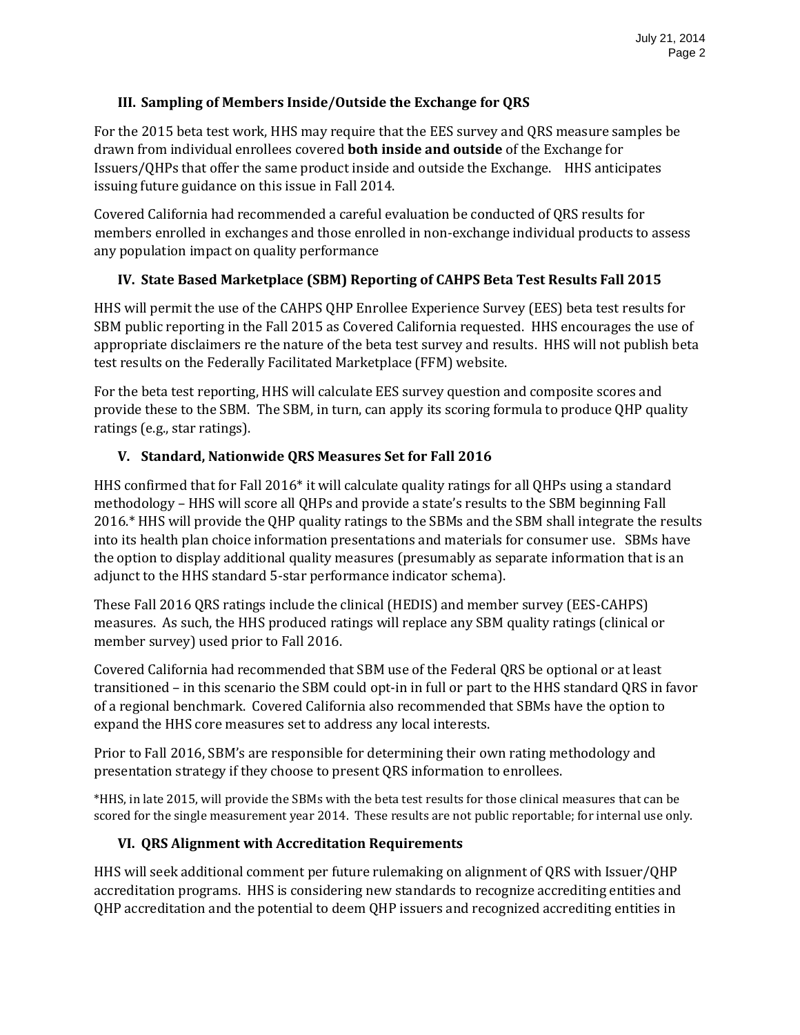### III. Sampling of Members Inside/Outside the Exchange for QRS

For the 2015 beta test work, HHS may require that the EES survey and QRS measure samples be drawn from individual enrollees covered **both inside and outside** of the Exchange for Issuers/QHPs that offer the same product inside and outside the Exchange. HHS anticipates issuing future guidance on this issue in Fall 2014.

Covered California had recommended a careful evaluation be conducted of QRS results for members enrolled in exchanges and those enrolled in non-exchange individual products to assess any population impact on quality performance

### IV. State Based Marketplace (SBM) Reporting of CAHPS Beta Test Results Fall 2015

HHS will permit the use of the CAHPS QHP Enrollee Experience Survey (EES) beta test results for SBM public reporting in the Fall 2015 as Covered California requested. HHS encourages the use of appropriate disclaimers re the nature of the beta test survey and results. HHS will not publish beta test results on the Federally Facilitated Marketplace (FFM) website.

For the beta test reporting, HHS will calculate EES survey question and composite scores and provide these to the SBM. The SBM, in turn, can apply its scoring formula to produce QHP quality ratings (e.g., star ratings).

### V. Standard, Nationwide QRS Measures Set for Fall 2016

HHS confirmed that for Fall 2016* it will calculate quality ratings for all QHPs using a standard methodology – HHS will score all QHPs and provide a state's results to the SBM beginning Fall 2016.* HHS will provide the QHP quality ratings to the SBMs and the SBM shall integrate the results into its health plan choice information presentations and materials for consumer use. SBMs have the option to display additional quality measures (presumably as separate information that is an adjunct to the HHS standard 5-star performance indicator schema).

These Fall 2016 QRS ratings include the clinical (HEDIS) and member survey (EES-CAHPS) measures. As such, the HHS produced ratings will replace any SBM quality ratings (clinical or member survey) used prior to Fall 2016.

Covered California had recommended that SBM use of the Federal QRS be optional or at least transitioned – in this scenario the SBM could opt-in in full or part to the HHS standard QRS in favor of a regional benchmark. Covered California also recommended that SBMs have the option to expand the HHS core measures set to address any local interests.

Prior to Fall 2016, SBM's are responsible for determining their own rating methodology and presentation strategy if they choose to present QRS information to enrollees.

*HHS, in late 2015, will provide the SBMs with the beta test results for those clinical measures that can be scored for the single measurement year 2014. These results are not public reportable; for internal use only.

### VI. QRS Alignment with Accreditation Requirements

HHS will seek additional comment per future rulemaking on alignment of QRS with Issuer/QHP accreditation programs. HHS is considering new standards to recognize accrediting entities and QHP accreditation and the potential to deem QHP issuers and recognized accrediting entities in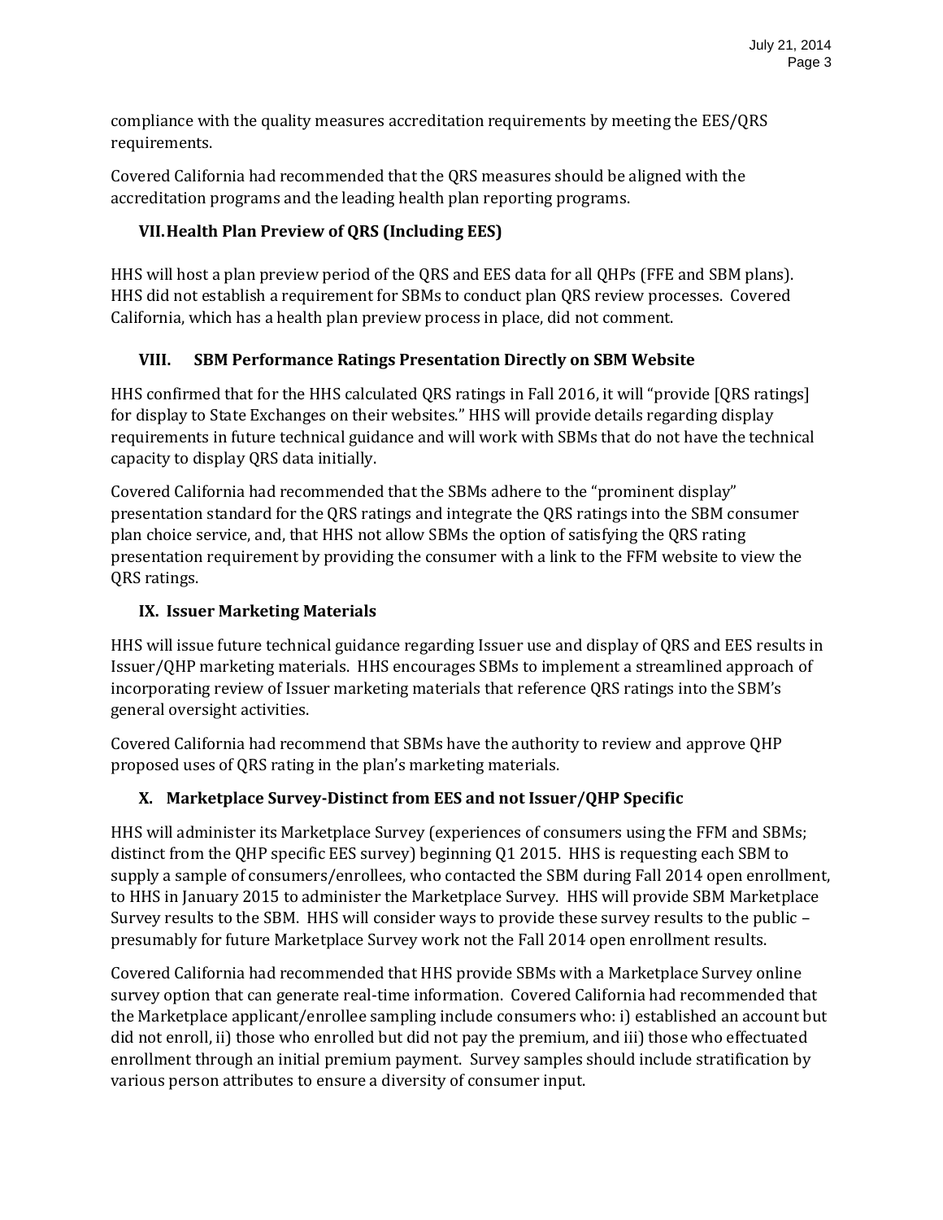compliance with the quality measures accreditation requirements by meeting the EES/QRS requirements.

Covered California had recommended that the QRS measures should be aligned with the accreditation programs and the leading health plan reporting programs.

### VII. Health Plan Preview of QRS (Including EES)

HHS will host a plan preview period of the QRS and EES data for all QHPs (FFE and SBM plans). HHS did not establish a requirement for SBMs to conduct plan QRS review processes. Covered California, which has a health plan preview process in place, did not comment.

### VIII. SBM Performance Ratings Presentation Directly on SBM Website

HHS confirmed that for the HHS calculated QRS ratings in Fall 2016, it will "provide [QRS ratings] for display to State Exchanges on their websites." HHS will provide details regarding display requirements in future technical guidance and will work with SBMs that do not have the technical capacity to display QRS data initially.

Covered California had recommended that the SBMs adhere to the "prominent display" presentation standard for the QRS ratings and integrate the QRS ratings into the SBM consumer plan choice service, and, that HHS not allow SBMs the option of satisfying the QRS rating presentation requirement by providing the consumer with a link to the FFM website to view the QRS ratings.

### IX. Issuer Marketing Materials

HHS will issue future technical guidance regarding Issuer use and display of QRS and EES results in Issuer/QHP marketing materials. HHS encourages SBMs to implement a streamlined approach of incorporating review of Issuer marketing materials that reference QRS ratings into the SBM's general oversight activities.

Covered California had recommend that SBMs have the authority to review and approve QHP proposed uses of QRS rating in the plan's marketing materials.

### X. Marketplace Survey-Distinct from EES and not Issuer/QHP Specific

HHS will administer its Marketplace Survey (experiences of consumers using the FFM and SBMs; distinct from the QHP specific EES survey) beginning Q1 2015. HHS is requesting each SBM to supply a sample of consumers/enrollees, who contacted the SBM during Fall 2014 open enrollment, to HHS in January 2015 to administer the Marketplace Survey. HHS will provide SBM Marketplace Survey results to the SBM. HHS will consider ways to provide these survey results to the public – presumably for future Marketplace Survey work not the Fall 2014 open enrollment results.

Covered California had recommended that HHS provide SBMs with a Marketplace Survey online survey option that can generate real-time information. Covered California had recommended that the Marketplace applicant/enrollee sampling include consumers who: i) established an account but did not enroll, ii) those who enrolled but did not pay the premium, and iii) those who effectuated enrollment through an initial premium payment. Survey samples should include stratification by various person attributes to ensure a diversity of consumer input.